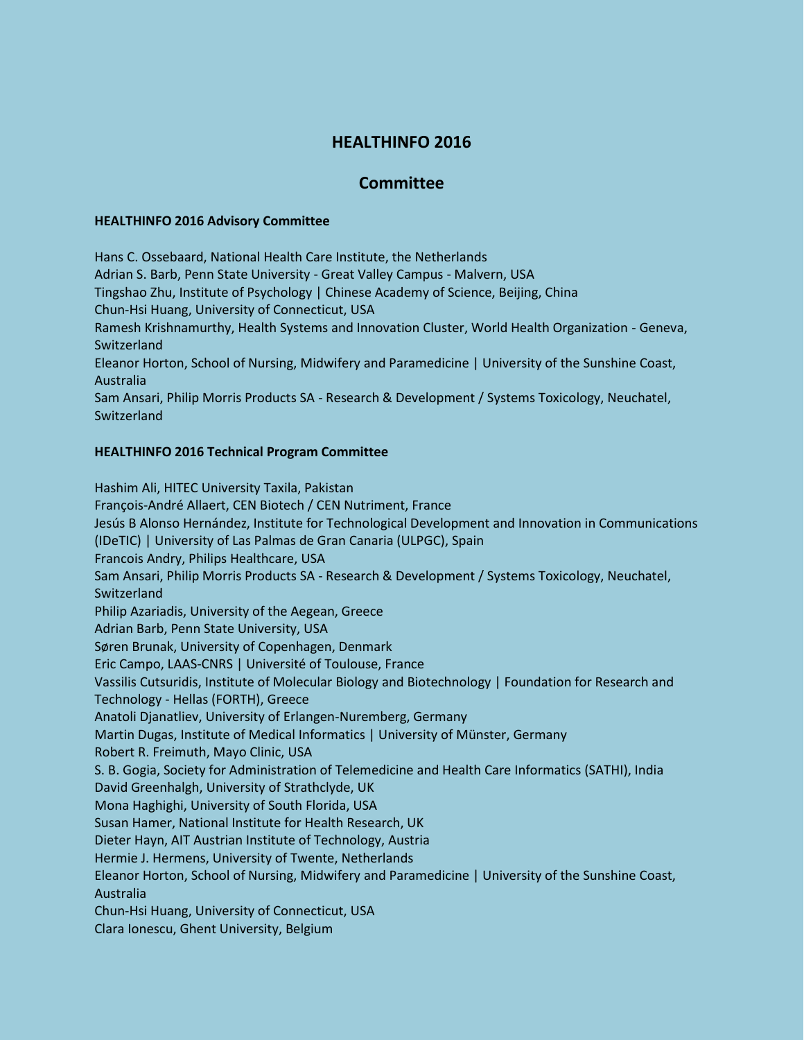# HEALTHINFO 2016

## Committee

### HEALTHINFO 2016 Advisory Committee

Hans C. Ossebaard, National Health Care Institute, the Netherlands
Adrian S. Barb, Penn State University - Great Valley Campus - Malvern, USA
Tingshao Zhu, Institute of Psychology | Chinese Academy of Science, Beijing, China
Chun-Hsi Huang, University of Connecticut, USA
Ramesh Krishnamurthy, Health Systems and Innovation Cluster, World Health Organization - Geneva, Switzerland
Eleanor Horton, School of Nursing, Midwifery and Paramedicine | University of the Sunshine Coast, Australia
Sam Ansari, Philip Morris Products SA - Research & Development / Systems Toxicology, Neuchatel, Switzerland

### HEALTHINFO 2016 Technical Program Committee

Hashim Ali, HITEC University Taxila, Pakistan
François-André Allaert, CEN Biotech / CEN Nutriment, France
Jesús B Alonso Hernández, Institute for Technological Development and Innovation in Communications (IDeTIC) | University of Las Palmas de Gran Canaria (ULPGC), Spain
Francois Andry, Philips Healthcare, USA
Sam Ansari, Philip Morris Products SA - Research & Development / Systems Toxicology, Neuchatel, Switzerland
Philip Azariadis, University of the Aegean, Greece
Adrian Barb, Penn State University, USA
Søren Brunak, University of Copenhagen, Denmark
Eric Campo, LAAS-CNRS | Université of Toulouse, France
Vassilis Cutsuridis, Institute of Molecular Biology and Biotechnology | Foundation for Research and Technology - Hellas (FORTH), Greece
Anatoli Djanatliev, University of Erlangen-Nuremberg, Germany
Martin Dugas, Institute of Medical Informatics | University of Münster, Germany
Robert R. Freimuth, Mayo Clinic, USA
S. B. Gogia, Society for Administration of Telemedicine and Health Care Informatics (SATHI), India
David Greenhalgh, University of Strathclyde, UK
Mona Haghighi, University of South Florida, USA
Susan Hamer, National Institute for Health Research, UK
Dieter Hayn, AIT Austrian Institute of Technology, Austria
Hermie J. Hermens, University of Twente, Netherlands
Eleanor Horton, School of Nursing, Midwifery and Paramedicine | University of the Sunshine Coast, Australia
Chun-Hsi Huang, University of Connecticut, USA
Clara Ionescu, Ghent University, Belgium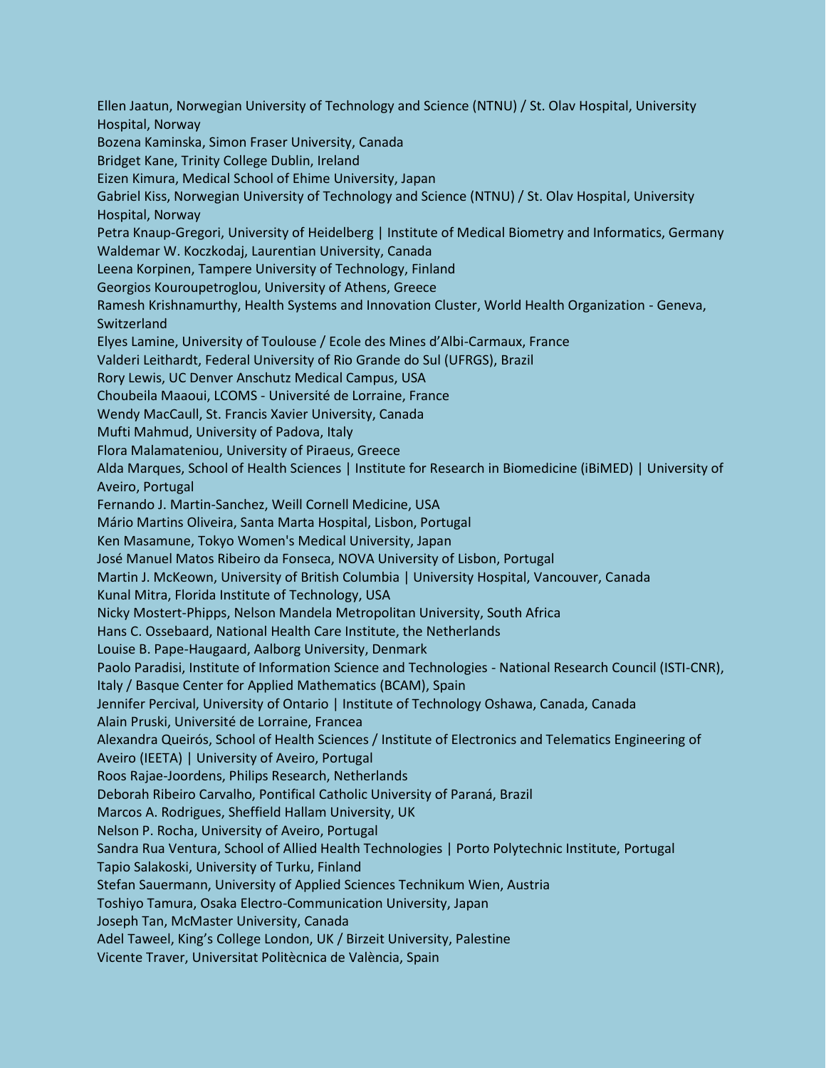Ellen Jaatun, Norwegian University of Technology and Science (NTNU) / St. Olav Hospital, University Hospital, Norway
Bozena Kaminska, Simon Fraser University, Canada
Bridget Kane, Trinity College Dublin, Ireland
Eizen Kimura, Medical School of Ehime University, Japan
Gabriel Kiss, Norwegian University of Technology and Science (NTNU) / St. Olav Hospital, University Hospital, Norway
Petra Knaup-Gregori, University of Heidelberg | Institute of Medical Biometry and Informatics, Germany
Waldemar W. Koczkodaj, Laurentian University, Canada
Leena Korpinen, Tampere University of Technology, Finland
Georgios Kouroupetroglou, University of Athens, Greece
Ramesh Krishnamurthy, Health Systems and Innovation Cluster, World Health Organization - Geneva, Switzerland
Elyes Lamine, University of Toulouse / Ecole des Mines d'Albi-Carmaux, France
Valderi Leithardt, Federal University of Rio Grande do Sul (UFRGS), Brazil
Rory Lewis, UC Denver Anschutz Medical Campus, USA
Choubeila Maaoui, LCOMS - Université de Lorraine, France
Wendy MacCaull, St. Francis Xavier University, Canada
Mufti Mahmud, University of Padova, Italy
Flora Malamateniou, University of Piraeus, Greece
Alda Marques, School of Health Sciences | Institute for Research in Biomedicine (iBiMED) | University of Aveiro, Portugal
Fernando J. Martin-Sanchez, Weill Cornell Medicine, USA
Mário Martins Oliveira, Santa Marta Hospital, Lisbon, Portugal
Ken Masamune, Tokyo Women's Medical University, Japan
José Manuel Matos Ribeiro da Fonseca, NOVA University of Lisbon, Portugal
Martin J. McKeown, University of British Columbia | University Hospital, Vancouver, Canada
Kunal Mitra, Florida Institute of Technology, USA
Nicky Mostert-Phipps, Nelson Mandela Metropolitan University, South Africa
Hans C. Ossebaard, National Health Care Institute, the Netherlands
Louise B. Pape-Haugaard, Aalborg University, Denmark
Paolo Paradisi, Institute of Information Science and Technologies - National Research Council (ISTI-CNR), Italy / Basque Center for Applied Mathematics (BCAM), Spain
Jennifer Percival, University of Ontario | Institute of Technology Oshawa, Canada, Canada
Alain Pruski, Université de Lorraine, Francea
Alexandra Queirós, School of Health Sciences / Institute of Electronics and Telematics Engineering of Aveiro (IEETA) | University of Aveiro, Portugal
Roos Rajae-Joordens, Philips Research, Netherlands
Deborah Ribeiro Carvalho, Pontifical Catholic University of Paraná, Brazil
Marcos A. Rodrigues, Sheffield Hallam University, UK
Nelson P. Rocha, University of Aveiro, Portugal
Sandra Rua Ventura, School of Allied Health Technologies | Porto Polytechnic Institute, Portugal
Tapio Salakoski, University of Turku, Finland
Stefan Sauermann, University of Applied Sciences Technikum Wien, Austria
Toshiyo Tamura, Osaka Electro-Communication University, Japan
Joseph Tan, McMaster University, Canada
Adel Taweel, King's College London, UK / Birzeit University, Palestine
Vicente Traver, Universitat Politècnica de València, Spain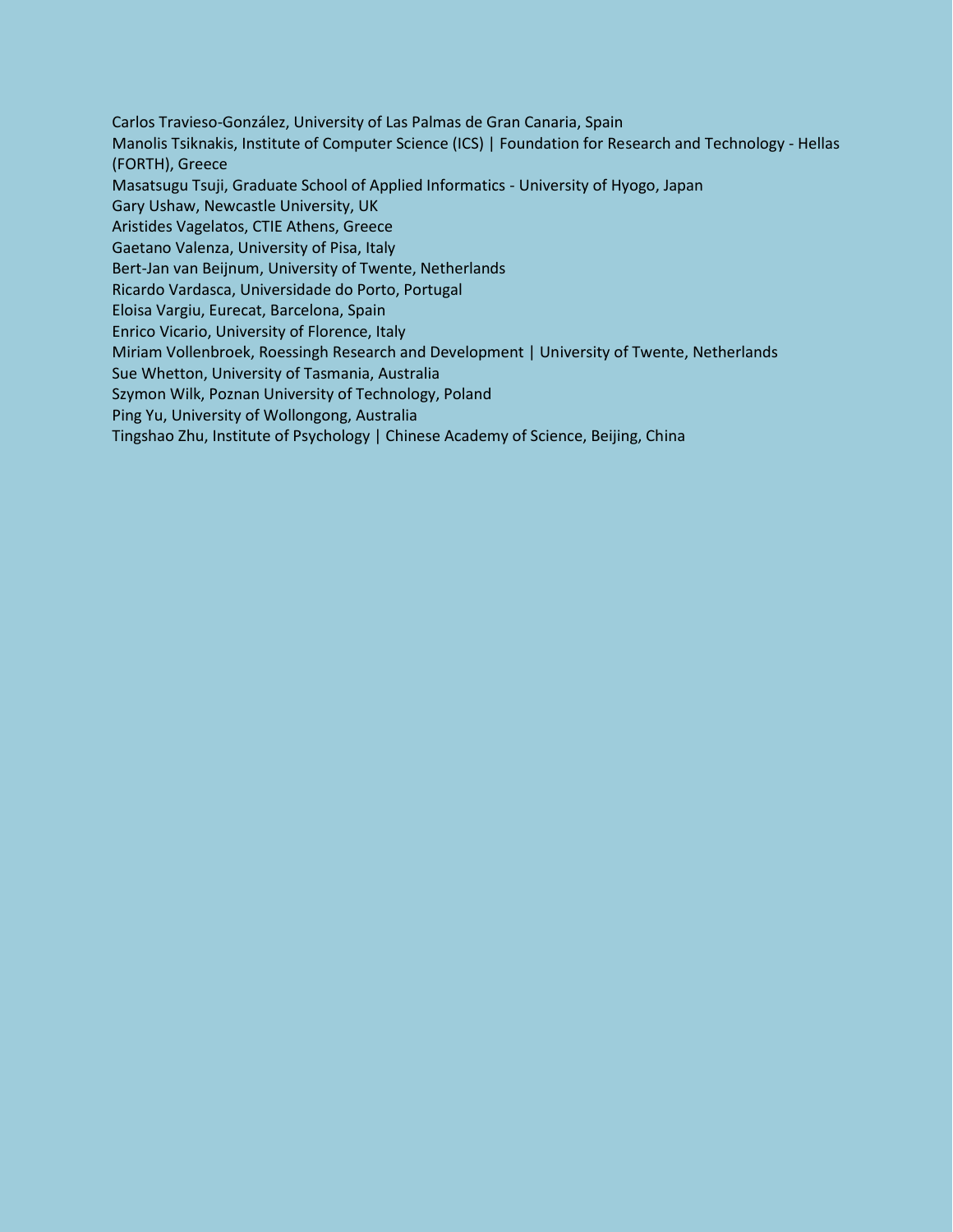Carlos Travieso-González, University of Las Palmas de Gran Canaria, Spain
Manolis Tsiknakis, Institute of Computer Science (ICS) | Foundation for Research and Technology - Hellas (FORTH), Greece
Masatsugu Tsuji, Graduate School of Applied Informatics - University of Hyogo, Japan
Gary Ushaw, Newcastle University, UK
Aristides Vagelatos, CTIE Athens, Greece
Gaetano Valenza, University of Pisa, Italy
Bert-Jan van Beijnum, University of Twente, Netherlands
Ricardo Vardasca, Universidade do Porto, Portugal
Eloisa Vargiu, Eurecat, Barcelona, Spain
Enrico Vicario, University of Florence, Italy
Miriam Vollenbroek, Roessingh Research and Development | University of Twente, Netherlands
Sue Whetton, University of Tasmania, Australia
Szymon Wilk, Poznan University of Technology, Poland
Ping Yu, University of Wollongong, Australia
Tingshao Zhu, Institute of Psychology | Chinese Academy of Science, Beijing, China